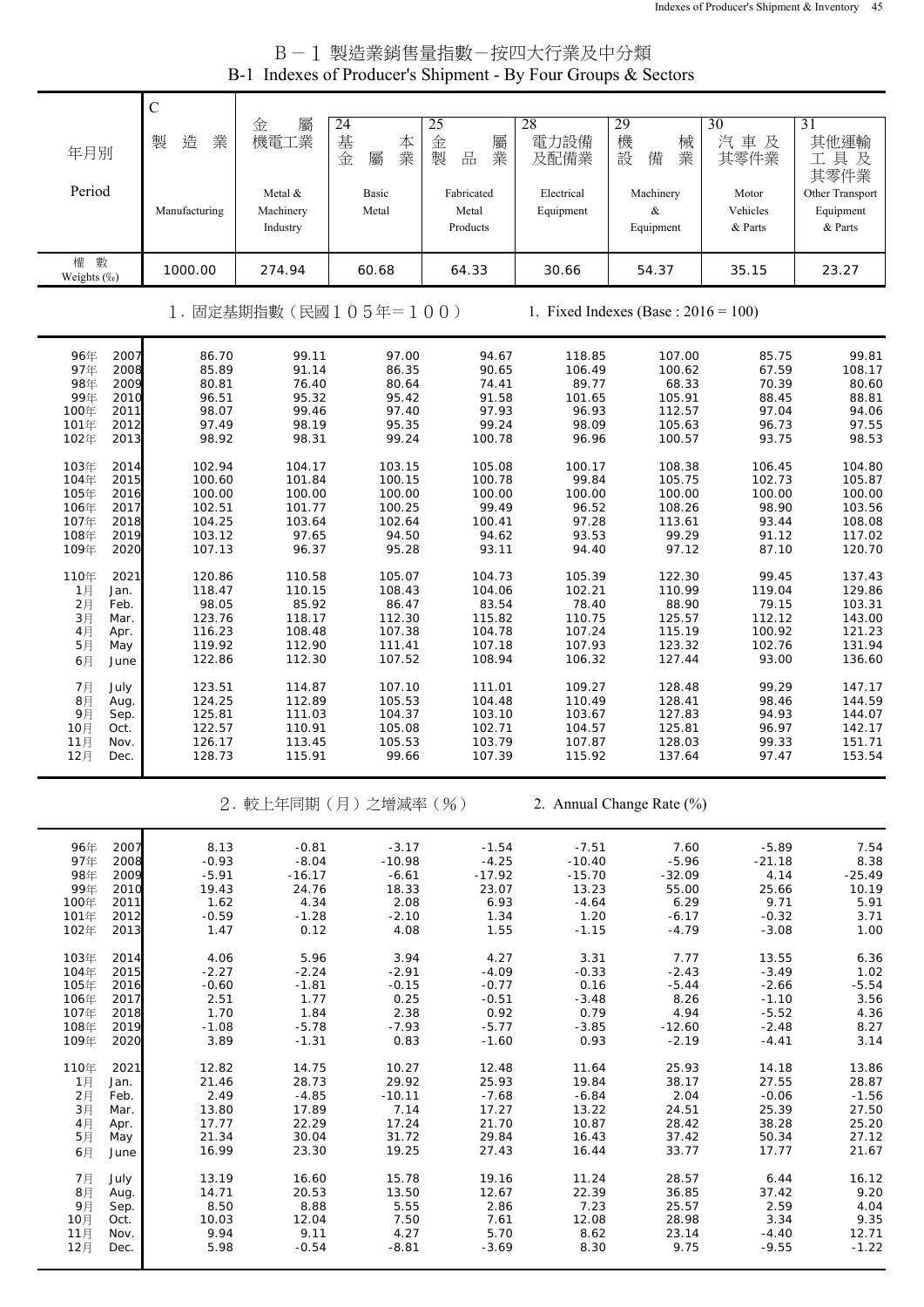# Ｂ－１ 製造業銷售量指數－按四大行業及中分類

## B-1 Indexes of Producer's Shipment - By Four Groups & Sectors

| 年月別 Period | C 製造業 Manufacturing | 金屬機電工業 Metal & Machinery Industry | 24 基本金屬業 Basic Metal | 25 金屬製品業 Fabricated Metal Products | 28 電力設備及配備業 Electrical Equipment | 29 機械設備業 Machinery & Equipment | 30 汽車及其零件業 Motor Vehicles & Parts | 31 其他運輸工具及其零件業 Other Transport Equipment & Parts |
|---|---|---|---|---|---|---|---|---|
| 權數 Weights (‰) | 1000.00 | 274.94 | 60.68 | 64.33 | 30.66 | 54.37 | 35.15 | 23.27 |
| **1. 固定基期指數（民國105年＝100） 1. Fixed Indexes (Base : 2016 = 100)** | | | | | | | | |
| 96年 2007 | 86.70 | 99.11 | 97.00 | 94.67 | 118.85 | 107.00 | 85.75 | 99.81 |
| 97年 2008 | 85.89 | 91.14 | 86.35 | 90.65 | 106.49 | 100.62 | 67.59 | 108.17 |
| 98年 2009 | 80.81 | 76.40 | 80.64 | 74.41 | 89.77 | 68.33 | 70.39 | 80.60 |
| 99年 2010 | 96.51 | 95.32 | 95.42 | 91.58 | 101.65 | 105.91 | 88.45 | 88.81 |
| 100年 2011 | 98.07 | 99.46 | 97.40 | 97.93 | 96.93 | 112.57 | 97.04 | 94.06 |
| 101年 2012 | 97.49 | 98.19 | 95.35 | 99.24 | 98.09 | 105.63 | 96.73 | 97.55 |
| 102年 2013 | 98.92 | 98.31 | 99.24 | 100.78 | 96.96 | 100.57 | 93.75 | 98.53 |
| 103年 2014 | 102.94 | 104.17 | 103.15 | 105.08 | 100.17 | 108.38 | 106.45 | 104.80 |
| 104年 2015 | 100.60 | 101.84 | 100.15 | 100.78 | 99.84 | 105.75 | 102.73 | 105.87 |
| 105年 2016 | 100.00 | 100.00 | 100.00 | 100.00 | 100.00 | 100.00 | 100.00 | 100.00 |
| 106年 2017 | 102.51 | 101.77 | 100.25 | 99.49 | 96.52 | 108.26 | 98.90 | 103.56 |
| 107年 2018 | 104.25 | 103.64 | 102.64 | 100.41 | 97.28 | 113.61 | 93.44 | 108.08 |
| 108年 2019 | 103.12 | 97.65 | 94.50 | 94.62 | 93.53 | 99.29 | 91.12 | 117.02 |
| 109年 2020 | 107.13 | 96.37 | 95.28 | 93.11 | 94.40 | 97.12 | 87.10 | 120.70 |
| 110年 2021 | 120.86 | 110.58 | 105.07 | 104.73 | 105.39 | 122.30 | 99.45 | 137.43 |
| 1月 Jan. | 118.47 | 110.15 | 108.43 | 104.06 | 102.21 | 110.99 | 119.04 | 129.86 |
| 2月 Feb. | 98.05 | 85.92 | 86.47 | 83.54 | 78.40 | 88.90 | 79.15 | 103.31 |
| 3月 Mar. | 123.76 | 118.17 | 112.30 | 115.82 | 110.75 | 125.57 | 112.12 | 143.00 |
| 4月 Apr. | 116.23 | 108.48 | 107.38 | 104.78 | 107.24 | 115.19 | 100.92 | 121.23 |
| 5月 May | 119.92 | 112.90 | 111.41 | 107.18 | 107.93 | 123.32 | 102.76 | 131.94 |
| 6月 June | 122.86 | 112.30 | 107.52 | 108.94 | 106.32 | 127.44 | 93.00 | 136.60 |
| 7月 July | 123.51 | 114.87 | 107.10 | 111.01 | 109.27 | 128.48 | 99.29 | 147.17 |
| 8月 Aug. | 124.25 | 112.89 | 105.53 | 104.48 | 110.49 | 128.41 | 98.46 | 144.59 |
| 9月 Sep. | 125.81 | 111.03 | 104.37 | 103.10 | 103.67 | 127.83 | 94.93 | 144.07 |
| 10月 Oct. | 122.57 | 110.91 | 105.08 | 102.71 | 104.57 | 125.81 | 96.97 | 142.17 |
| 11月 Nov. | 126.17 | 113.45 | 105.53 | 103.79 | 107.87 | 128.03 | 99.33 | 151.71 |
| 12月 Dec. | 128.73 | 115.91 | 99.66 | 107.39 | 115.92 | 137.64 | 97.47 | 153.54 |
| **2. 較上年同期（月）之增減率（%） 2. Annual Change Rate (%)** | | | | | | | | |
| 96年 2007 | 8.13 | -0.81 | -3.17 | -1.54 | -7.51 | 7.60 | -5.89 | 7.54 |
| 97年 2008 | -0.93 | -8.04 | -10.98 | -4.25 | -10.40 | -5.96 | -21.18 | 8.38 |
| 98年 2009 | -5.91 | -16.17 | -6.61 | -17.92 | -15.70 | -32.09 | 4.14 | -25.49 |
| 99年 2010 | 19.43 | 24.76 | 18.33 | 23.07 | 13.23 | 55.00 | 25.66 | 10.19 |
| 100年 2011 | 1.62 | 4.34 | 2.08 | 6.93 | -4.64 | 6.29 | 9.71 | 5.91 |
| 101年 2012 | -0.59 | -1.28 | -2.10 | 1.34 | 1.20 | -6.17 | -0.32 | 3.71 |
| 102年 2013 | 1.47 | 0.12 | 4.08 | 1.55 | -1.15 | -4.79 | -3.08 | 1.00 |
| 103年 2014 | 4.06 | 5.96 | 3.94 | 4.27 | 3.31 | 7.77 | 13.55 | 6.36 |
| 104年 2015 | -2.27 | -2.24 | -2.91 | -4.09 | -0.33 | -2.43 | -3.49 | 1.02 |
| 105年 2016 | -0.60 | -1.81 | -0.15 | -0.77 | 0.16 | -5.44 | -2.66 | -5.54 |
| 106年 2017 | 2.51 | 1.77 | 0.25 | -0.51 | -3.48 | 8.26 | -1.10 | 3.56 |
| 107年 2018 | 1.70 | 1.84 | 2.38 | 0.92 | 0.79 | 4.94 | -5.52 | 4.36 |
| 108年 2019 | -1.08 | -5.78 | -7.93 | -5.77 | -3.85 | -12.60 | -2.48 | 8.27 |
| 109年 2020 | 3.89 | -1.31 | 0.83 | -1.60 | 0.93 | -2.19 | -4.41 | 3.14 |
| 110年 2021 | 12.82 | 14.75 | 10.27 | 12.48 | 11.64 | 25.93 | 14.18 | 13.86 |
| 1月 Jan. | 21.46 | 28.73 | 29.92 | 25.93 | 19.84 | 38.17 | 27.55 | 28.87 |
| 2月 Feb. | 2.49 | -4.85 | -10.11 | -7.68 | -6.84 | 2.04 | -0.06 | -1.56 |
| 3月 Mar. | 13.80 | 17.89 | 7.14 | 17.27 | 13.22 | 24.51 | 25.39 | 27.50 |
| 4月 Apr. | 17.77 | 22.29 | 17.24 | 21.70 | 10.87 | 28.42 | 38.28 | 25.20 |
| 5月 May | 21.34 | 30.04 | 31.72 | 29.84 | 16.43 | 37.42 | 50.34 | 27.12 |
| 6月 June | 16.99 | 23.30 | 19.25 | 27.43 | 16.44 | 33.77 | 17.77 | 21.67 |
| 7月 July | 13.19 | 16.60 | 15.78 | 19.16 | 11.24 | 28.57 | 6.44 | 16.12 |
| 8月 Aug. | 14.71 | 20.53 | 13.50 | 12.67 | 22.39 | 36.85 | 37.42 | 9.20 |
| 9月 Sep. | 8.50 | 8.88 | 5.55 | 2.86 | 7.23 | 25.57 | 2.59 | 4.04 |
| 10月 Oct. | 10.03 | 12.04 | 7.50 | 7.61 | 12.08 | 28.98 | 3.34 | 9.35 |
| 11月 Nov. | 9.94 | 9.11 | 4.27 | 5.70 | 8.62 | 23.14 | -4.40 | 12.71 |
| 12月 Dec. | 5.98 | -0.54 | -8.81 | -3.69 | 8.30 | 9.75 | -9.55 | -1.22 |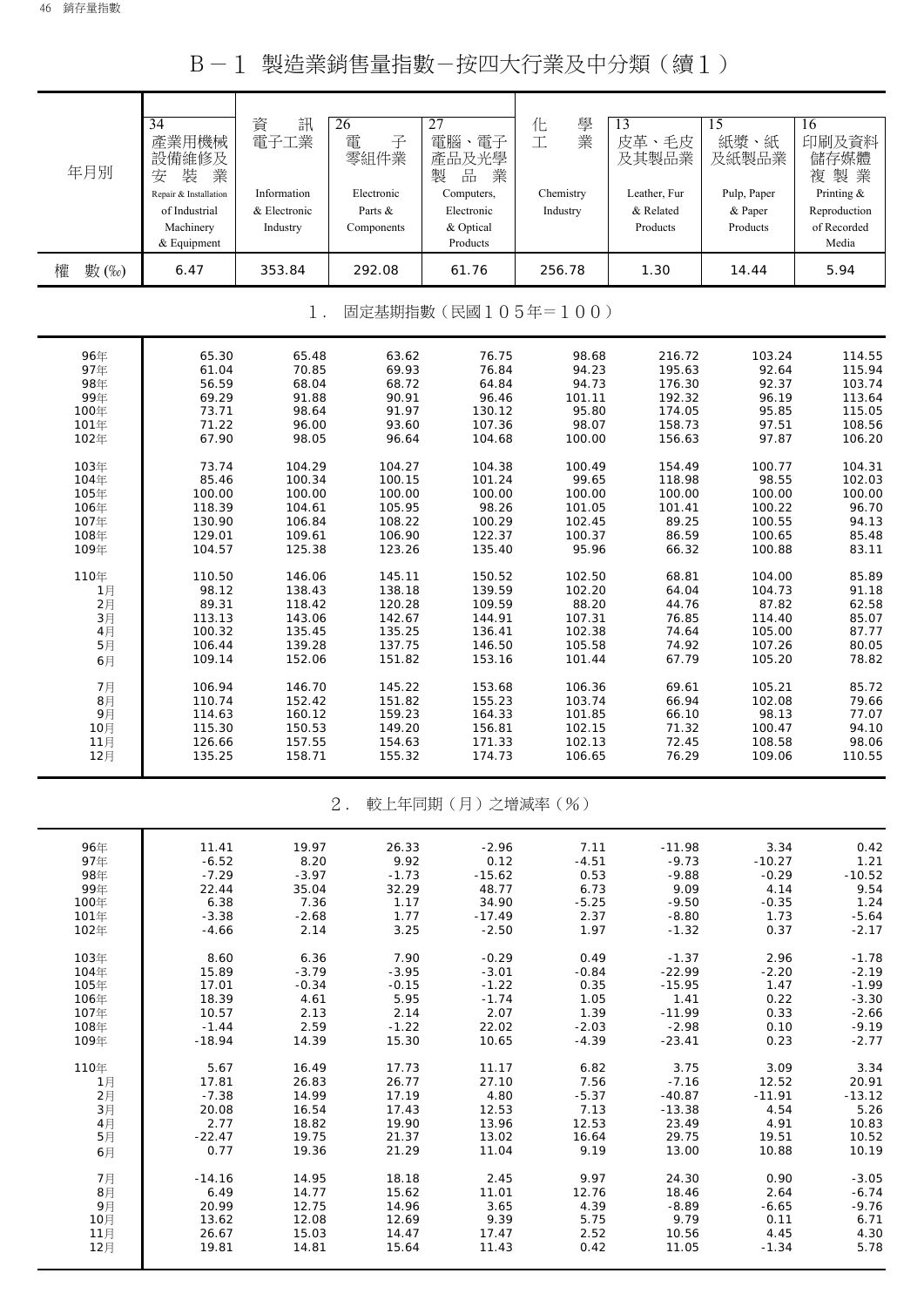# B－1 製造業銷售量指數－按四大行業及中分類（續1）

| 年月別 | 34 產業用機械設備維修及安裝業 Repair & Installation of Industrial Machinery & Equipment | 資訊電子工業 Information & Electronic Industry | 26 電子零組件業 Electronic Parts & Components | 27 電腦、電子產品及光學製品業 Computers, Electronic & Optical Products | 化學工業 Chemistry Industry | 13 皮革、毛皮及其製品業 Leather, Fur & Related Products | 15 紙漿、紙及紙製品業 Pulp, Paper & Paper Products | 16 印刷及資料儲存媒體複製業 Printing & Reproduction of Recorded Media |
|---|---|---|---|---|---|---|---|---|
| 權數(‰) | 6.47 | 353.84 | 292.08 | 61.76 | 256.78 | 1.30 | 14.44 | 5.94 |
| **1．固定基期指數（民國105年＝100）** | | | | | | | | |
| 96年 | 65.30 | 65.48 | 63.62 | 76.75 | 98.68 | 216.72 | 103.24 | 114.55 |
| 97年 | 61.04 | 70.85 | 69.93 | 76.84 | 94.23 | 195.63 | 92.64 | 115.94 |
| 98年 | 56.59 | 68.04 | 68.72 | 64.84 | 94.73 | 176.30 | 92.37 | 103.74 |
| 99年 | 69.29 | 91.88 | 90.91 | 96.46 | 101.11 | 192.32 | 96.19 | 113.64 |
| 100年 | 73.71 | 98.64 | 91.97 | 130.12 | 95.80 | 174.05 | 95.85 | 115.05 |
| 101年 | 71.22 | 96.00 | 93.60 | 107.36 | 98.07 | 158.73 | 97.51 | 108.56 |
| 102年 | 67.90 | 98.05 | 96.64 | 104.68 | 100.00 | 156.63 | 97.87 | 106.20 |
| 103年 | 73.74 | 104.29 | 104.27 | 104.38 | 100.49 | 154.49 | 100.77 | 104.31 |
| 104年 | 85.46 | 100.34 | 100.15 | 101.24 | 99.65 | 118.98 | 98.55 | 102.03 |
| 105年 | 100.00 | 100.00 | 100.00 | 100.00 | 100.00 | 100.00 | 100.00 | 100.00 |
| 106年 | 118.39 | 104.61 | 105.95 | 98.26 | 101.05 | 101.41 | 100.22 | 96.70 |
| 107年 | 130.90 | 106.84 | 108.22 | 100.29 | 102.45 | 89.25 | 100.55 | 94.13 |
| 108年 | 129.01 | 109.61 | 106.90 | 122.37 | 100.37 | 86.59 | 100.65 | 85.48 |
| 109年 | 104.57 | 125.38 | 123.26 | 135.40 | 95.96 | 66.32 | 100.88 | 83.11 |
| 110年 | 110.50 | 146.06 | 145.11 | 150.52 | 102.50 | 68.81 | 104.00 | 85.89 |
| 1月 | 98.12 | 138.43 | 138.18 | 139.59 | 102.20 | 64.04 | 104.73 | 91.18 |
| 2月 | 89.31 | 118.42 | 120.28 | 109.59 | 88.20 | 44.76 | 87.82 | 62.58 |
| 3月 | 113.13 | 143.06 | 142.67 | 144.91 | 107.31 | 76.85 | 114.40 | 85.07 |
| 4月 | 100.32 | 135.45 | 135.25 | 136.41 | 102.38 | 74.64 | 105.00 | 87.77 |
| 5月 | 106.44 | 139.28 | 137.75 | 146.50 | 105.58 | 74.92 | 107.26 | 80.05 |
| 6月 | 109.14 | 152.06 | 151.82 | 153.16 | 101.44 | 67.79 | 105.20 | 78.82 |
| 7月 | 106.94 | 146.70 | 145.22 | 153.68 | 106.36 | 69.61 | 105.21 | 85.72 |
| 8月 | 110.74 | 152.42 | 151.82 | 155.23 | 103.74 | 66.94 | 102.08 | 79.66 |
| 9月 | 114.63 | 160.12 | 159.23 | 164.33 | 101.85 | 66.10 | 98.13 | 77.07 |
| 10月 | 115.30 | 150.53 | 149.20 | 156.81 | 102.15 | 71.32 | 100.47 | 94.10 |
| 11月 | 126.66 | 157.55 | 154.63 | 171.33 | 102.13 | 72.45 | 108.58 | 98.06 |
| 12月 | 135.25 | 158.71 | 155.32 | 174.73 | 106.65 | 76.29 | 109.06 | 110.55 |
| **2．較上年同期（月）之增減率（%）** | | | | | | | | |
| 96年 | 11.41 | 19.97 | 26.33 | -2.96 | 7.11 | -11.98 | 3.34 | 0.42 |
| 97年 | -6.52 | 8.20 | 9.92 | 0.12 | -4.51 | -9.73 | -10.27 | 1.21 |
| 98年 | -7.29 | -3.97 | -1.73 | -15.62 | 0.53 | -9.88 | -0.29 | -10.52 |
| 99年 | 22.44 | 35.04 | 32.29 | 48.77 | 6.73 | 9.09 | 4.14 | 9.54 |
| 100年 | 6.38 | 7.36 | 1.17 | 34.90 | -5.25 | -9.50 | -0.35 | 1.24 |
| 101年 | -3.38 | -2.68 | 1.77 | -17.49 | 2.37 | -8.80 | 1.73 | -5.64 |
| 102年 | -4.66 | 2.14 | 3.25 | -2.50 | 1.97 | -1.32 | 0.37 | -2.17 |
| 103年 | 8.60 | 6.36 | 7.90 | -0.29 | 0.49 | -1.37 | 2.96 | -1.78 |
| 104年 | 15.89 | -3.79 | -3.95 | -3.01 | -0.84 | -22.99 | -2.20 | -2.19 |
| 105年 | 17.01 | -0.34 | -0.15 | -1.22 | 0.35 | -15.95 | 1.47 | -1.99 |
| 106年 | 18.39 | 4.61 | 5.95 | -1.74 | 1.05 | 1.41 | 0.22 | -3.30 |
| 107年 | 10.57 | 2.13 | 2.14 | 2.07 | 1.39 | -11.99 | 0.33 | -2.66 |
| 108年 | -1.44 | 2.59 | -1.22 | 22.02 | -2.03 | -2.98 | 0.10 | -9.19 |
| 109年 | -18.94 | 14.39 | 15.30 | 10.65 | -4.39 | -23.41 | 0.23 | -2.77 |
| 110年 | 5.67 | 16.49 | 17.73 | 11.17 | 6.82 | 3.75 | 3.09 | 3.34 |
| 1月 | 17.81 | 26.83 | 26.77 | 27.10 | 7.56 | -7.16 | 12.52 | 20.91 |
| 2月 | -7.38 | 14.99 | 17.19 | 4.80 | -5.37 | -40.87 | -11.91 | -13.12 |
| 3月 | 20.08 | 16.54 | 17.43 | 12.53 | 7.13 | -13.38 | 4.54 | 5.26 |
| 4月 | 2.77 | 18.82 | 19.90 | 13.96 | 12.53 | 23.49 | 4.91 | 10.83 |
| 5月 | -22.47 | 19.75 | 21.37 | 13.02 | 16.64 | 29.75 | 19.51 | 10.52 |
| 6月 | 0.77 | 19.36 | 21.29 | 11.04 | 9.19 | 13.00 | 10.88 | 10.19 |
| 7月 | -14.16 | 14.95 | 18.18 | 2.45 | 9.97 | 24.30 | 0.90 | -3.05 |
| 8月 | 6.49 | 14.77 | 15.62 | 11.01 | 12.76 | 18.46 | 2.64 | -6.74 |
| 9月 | 20.99 | 12.75 | 14.96 | 3.65 | 4.39 | -8.89 | -6.65 | -9.76 |
| 10月 | 13.62 | 12.08 | 12.69 | 9.39 | 5.75 | 9.79 | 0.11 | 6.71 |
| 11月 | 26.67 | 15.03 | 14.47 | 17.47 | 2.52 | 10.56 | 4.45 | 4.30 |
| 12月 | 19.81 | 14.81 | 15.64 | 11.43 | 0.42 | 11.05 | -1.34 | 5.78 |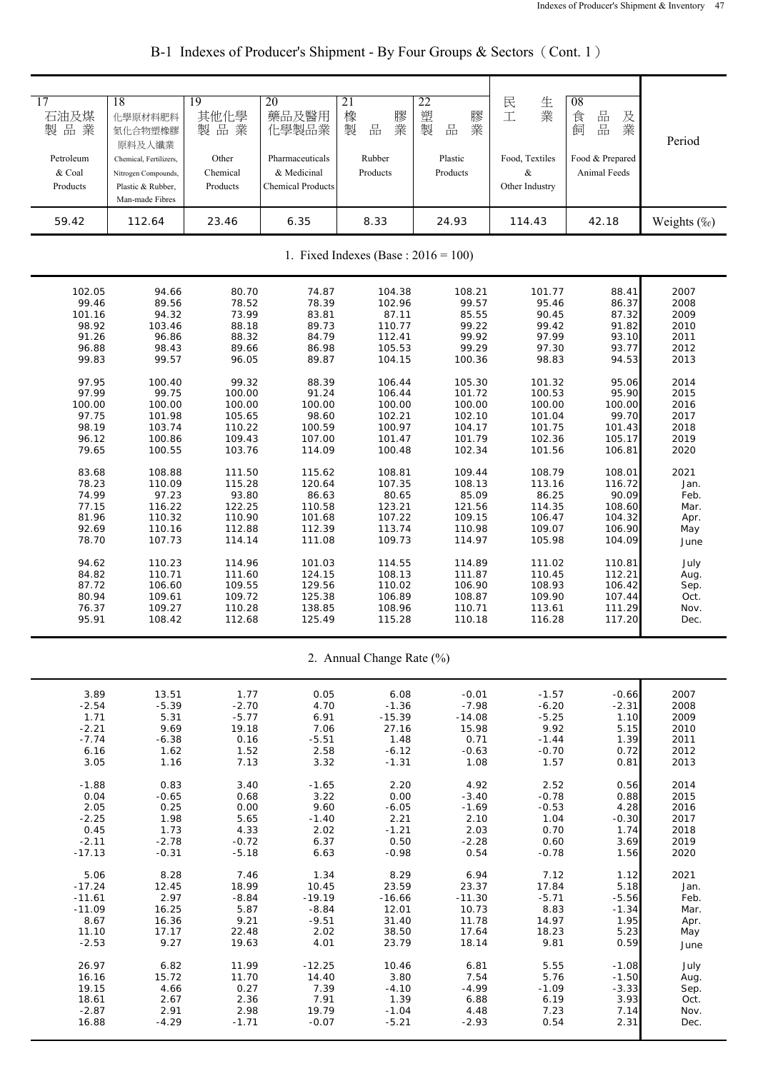# B-1 Indexes of Producer's Shipment - By Four Groups & Sectors（Cont. 1）

| 17 石油及煤製品業 Petroleum & Coal Products | 18 化學原材料肥料氮化合物塑橡膠原料及人纖業 Chemical, Fertilizers, Nitrogen Compounds, Plastic & Rubber, Man-made Fibres | 19 其他化學製品業 Other Chemical Products | 20 藥品及醫用化學製品業 Pharmaceuticals & Medicinal Chemical Products | 21 橡膠製品業 Rubber Products | 22 塑膠製品業 Plastic Products | 民生工業 Food, Textiles & Other Industry | 08 食品及飼品業 Food & Prepared Animal Feeds | Period |
|---|---|---|---|---|---|---|---|---|
| 59.42 | 112.64 | 23.46 | 6.35 | 8.33 | 24.93 | 114.43 | 42.18 | Weights (‰) |
| **1. Fixed Indexes (Base : 2016 = 100)** | | | | | | | | |
| 102.05 | 94.66 | 80.70 | 74.87 | 104.38 | 108.21 | 101.77 | 88.41 | 2007 |
| 99.46 | 89.56 | 78.52 | 78.39 | 102.96 | 99.57 | 95.46 | 86.37 | 2008 |
| 101.16 | 94.32 | 73.99 | 83.81 | 87.11 | 85.55 | 90.45 | 87.32 | 2009 |
| 98.92 | 103.46 | 88.18 | 89.73 | 110.77 | 99.22 | 99.42 | 91.82 | 2010 |
| 91.26 | 96.86 | 88.32 | 84.79 | 112.41 | 99.92 | 97.99 | 93.10 | 2011 |
| 96.88 | 98.43 | 89.66 | 86.98 | 105.53 | 99.29 | 97.30 | 93.77 | 2012 |
| 99.83 | 99.57 | 96.05 | 89.87 | 104.15 | 100.36 | 98.83 | 94.53 | 2013 |
| 97.95 | 100.40 | 99.32 | 88.39 | 106.44 | 105.30 | 101.32 | 95.06 | 2014 |
| 97.99 | 99.75 | 100.00 | 91.24 | 106.44 | 101.72 | 100.53 | 95.90 | 2015 |
| 100.00 | 100.00 | 100.00 | 100.00 | 100.00 | 100.00 | 100.00 | 100.00 | 2016 |
| 97.75 | 101.98 | 105.65 | 98.60 | 102.21 | 102.10 | 101.04 | 99.70 | 2017 |
| 98.19 | 103.74 | 110.22 | 100.59 | 100.97 | 104.17 | 101.75 | 101.43 | 2018 |
| 96.12 | 100.86 | 109.43 | 107.00 | 101.47 | 101.79 | 102.36 | 105.17 | 2019 |
| 79.65 | 100.55 | 103.76 | 114.09 | 100.48 | 102.34 | 101.56 | 106.81 | 2020 |
| 83.68 | 108.88 | 111.50 | 115.62 | 108.81 | 109.44 | 108.79 | 108.01 | 2021 |
| 78.23 | 110.09 | 115.28 | 120.64 | 107.35 | 108.13 | 113.16 | 116.72 | Jan. |
| 74.99 | 97.23 | 93.80 | 86.63 | 80.65 | 85.09 | 86.25 | 90.09 | Feb. |
| 77.15 | 116.22 | 122.25 | 110.58 | 123.21 | 121.56 | 114.35 | 108.60 | Mar. |
| 81.96 | 110.32 | 110.90 | 101.68 | 107.22 | 109.15 | 106.47 | 104.32 | Apr. |
| 92.69 | 110.16 | 112.88 | 112.39 | 113.74 | 110.98 | 109.07 | 106.90 | May |
| 78.70 | 107.73 | 114.14 | 111.08 | 109.73 | 114.97 | 105.98 | 104.09 | June |
| 94.62 | 110.23 | 114.96 | 101.03 | 114.55 | 114.89 | 111.02 | 110.81 | July |
| 84.82 | 110.71 | 111.60 | 124.15 | 108.13 | 111.87 | 110.45 | 112.21 | Aug. |
| 87.72 | 106.60 | 109.55 | 129.56 | 110.02 | 106.90 | 108.93 | 106.42 | Sep. |
| 80.94 | 109.61 | 109.72 | 125.38 | 106.89 | 108.87 | 109.90 | 107.44 | Oct. |
| 76.37 | 109.27 | 110.28 | 138.85 | 108.96 | 110.71 | 113.61 | 111.29 | Nov. |
| 95.91 | 108.42 | 112.68 | 125.49 | 115.28 | 110.18 | 116.28 | 117.20 | Dec. |
| **2. Annual Change Rate (%)** | | | | | | | | |
| 3.89 | 13.51 | 1.77 | 0.05 | 6.08 | -0.01 | -1.57 | -0.66 | 2007 |
| -2.54 | -5.39 | -2.70 | 4.70 | -1.36 | -7.98 | -6.20 | -2.31 | 2008 |
| 1.71 | 5.31 | -5.77 | 6.91 | -15.39 | -14.08 | -5.25 | 1.10 | 2009 |
| -2.21 | 9.69 | 19.18 | 7.06 | 27.16 | 15.98 | 9.92 | 5.15 | 2010 |
| -7.74 | -6.38 | 0.16 | -5.51 | 1.48 | 0.71 | -1.44 | 1.39 | 2011 |
| 6.16 | 1.62 | 1.52 | 2.58 | -6.12 | -0.63 | -0.70 | 0.72 | 2012 |
| 3.05 | 1.16 | 7.13 | 3.32 | -1.31 | 1.08 | 1.57 | 0.81 | 2013 |
| -1.88 | 0.83 | 3.40 | -1.65 | 2.20 | 4.92 | 2.52 | 0.56 | 2014 |
| 0.04 | -0.65 | 0.68 | 3.22 | 0.00 | -3.40 | -0.78 | 0.88 | 2015 |
| 2.05 | 0.25 | 0.00 | 9.60 | -6.05 | -1.69 | -0.53 | 4.28 | 2016 |
| -2.25 | 1.98 | 5.65 | -1.40 | 2.21 | 2.10 | 1.04 | -0.30 | 2017 |
| 0.45 | 1.73 | 4.33 | 2.02 | -1.21 | 2.03 | 0.70 | 1.74 | 2018 |
| -2.11 | -2.78 | -0.72 | 6.37 | 0.50 | -2.28 | 0.60 | 3.69 | 2019 |
| -17.13 | -0.31 | -5.18 | 6.63 | -0.98 | 0.54 | -0.78 | 1.56 | 2020 |
| 5.06 | 8.28 | 7.46 | 1.34 | 8.29 | 6.94 | 7.12 | 1.12 | 2021 |
| -17.24 | 12.45 | 18.99 | 10.45 | 23.59 | 23.37 | 17.84 | 5.18 | Jan. |
| -11.61 | 2.97 | -8.84 | -19.19 | -16.66 | -11.30 | -5.71 | -5.56 | Feb. |
| -11.09 | 16.25 | 5.87 | -8.84 | 12.01 | 10.73 | 8.83 | -1.34 | Mar. |
| 8.67 | 16.36 | 9.21 | -9.51 | 31.40 | 11.78 | 14.97 | 1.95 | Apr. |
| 11.10 | 17.17 | 22.48 | 2.02 | 38.50 | 17.64 | 18.23 | 5.23 | May |
| -2.53 | 9.27 | 19.63 | 4.01 | 23.79 | 18.14 | 9.81 | 0.59 | June |
| 26.97 | 6.82 | 11.99 | -12.25 | 10.46 | 6.81 | 5.55 | -1.08 | July |
| 16.16 | 15.72 | 11.70 | 14.40 | 3.80 | 7.54 | 5.76 | -1.50 | Aug. |
| 19.15 | 4.66 | 0.27 | 7.39 | -4.10 | -4.99 | -1.09 | -3.33 | Sep. |
| 18.61 | 2.67 | 2.36 | 7.91 | 1.39 | 6.88 | 6.19 | 3.93 | Oct. |
| -2.87 | 2.91 | 2.98 | 19.79 | -1.04 | 4.48 | 7.23 | 7.14 | Nov. |
| 16.88 | -4.29 | -1.71 | -0.07 | -5.21 | -2.93 | 0.54 | 2.31 | Dec. |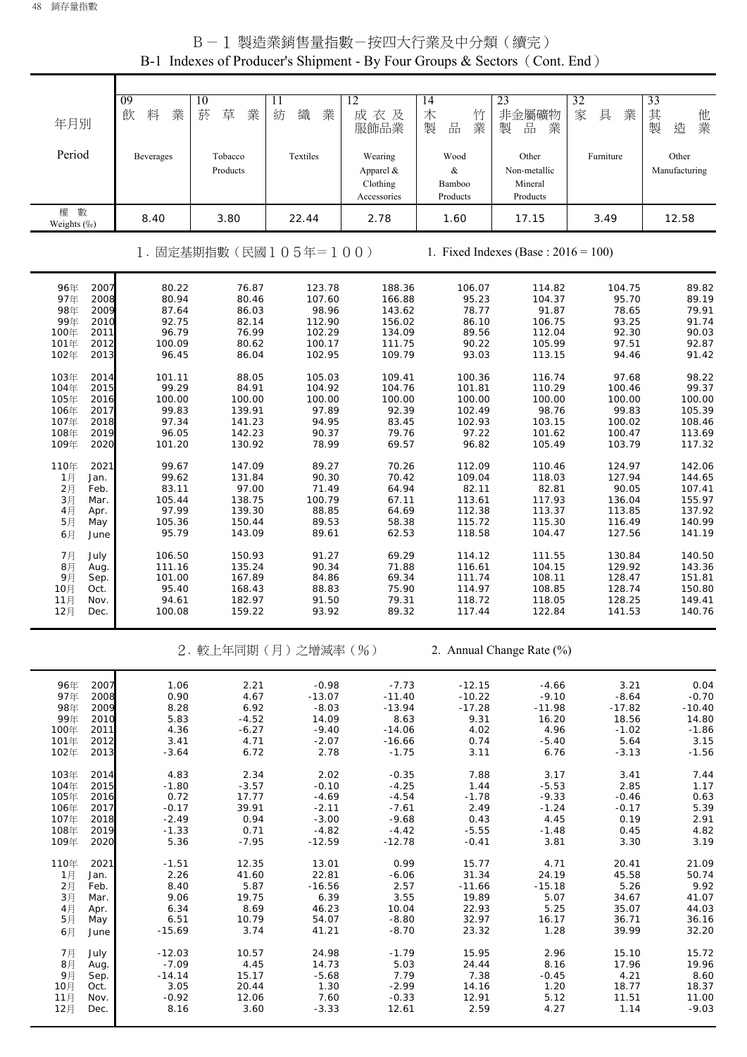# B－1 製造業銷售量指數－按四大行業及中分類（續完）

## B-1 Indexes of Producer's Shipment - By Four Groups & Sectors（Cont. End）

| 年月別 Period | 09 飲料業 Beverages | 10 菸草業 Tobacco Products | 11 紡織業 Textiles | 12 成衣及服飾品業 Wearing Apparel & Clothing Accessories | 14 木竹製品業 Wood & Bamboo Products | 23 非金屬礦物製品業 Other Non-metallic Mineral Products | 32 家具業 Furniture | 33 其他製造業 Other Manufacturing |
|---|---|---|---|---|---|---|---|---|
| 權數 Weights (‰) | 8.40 | 3.80 | 22.44 | 2.78 | 1.60 | 17.15 | 3.49 | 12.58 |
| **1. 固定基期指數（民國105年＝100） 1. Fixed Indexes (Base : 2016 = 100)** | | | | | | | | |
| 96年 2007 | 80.22 | 76.87 | 123.78 | 188.36 | 106.07 | 114.82 | 104.75 | 89.82 |
| 97年 2008 | 80.94 | 80.46 | 107.60 | 166.88 | 95.23 | 104.37 | 95.70 | 89.19 |
| 98年 2009 | 87.64 | 86.03 | 98.96 | 143.62 | 78.77 | 91.87 | 78.65 | 79.91 |
| 99年 2010 | 92.75 | 82.14 | 112.90 | 156.02 | 86.10 | 106.75 | 93.25 | 91.74 |
| 100年 2011 | 96.79 | 76.99 | 102.29 | 134.09 | 89.56 | 112.04 | 92.30 | 90.03 |
| 101年 2012 | 100.09 | 80.62 | 100.17 | 111.75 | 90.22 | 105.99 | 97.51 | 92.87 |
| 102年 2013 | 96.45 | 86.04 | 102.95 | 109.79 | 93.03 | 113.15 | 94.46 | 91.42 |
| 103年 2014 | 101.11 | 88.05 | 105.03 | 109.41 | 100.36 | 116.74 | 97.68 | 98.22 |
| 104年 2015 | 99.29 | 84.91 | 104.92 | 104.76 | 101.81 | 110.29 | 100.46 | 99.37 |
| 105年 2016 | 100.00 | 100.00 | 100.00 | 100.00 | 100.00 | 100.00 | 100.00 | 100.00 |
| 106年 2017 | 99.83 | 139.91 | 97.89 | 92.39 | 102.49 | 98.76 | 99.83 | 105.39 |
| 107年 2018 | 97.34 | 141.23 | 94.95 | 83.45 | 102.93 | 103.15 | 100.02 | 108.46 |
| 108年 2019 | 96.05 | 142.23 | 90.37 | 79.76 | 97.22 | 101.62 | 100.47 | 113.69 |
| 109年 2020 | 101.20 | 130.92 | 78.99 | 69.57 | 96.82 | 105.49 | 103.79 | 117.32 |
| 110年 2021 | 99.67 | 147.09 | 89.27 | 70.26 | 112.09 | 110.46 | 124.97 | 142.06 |
| 1月 Jan. | 99.62 | 131.84 | 90.30 | 70.42 | 109.04 | 118.03 | 127.94 | 144.65 |
| 2月 Feb. | 83.11 | 97.00 | 71.49 | 64.94 | 82.11 | 82.81 | 90.05 | 107.41 |
| 3月 Mar. | 105.44 | 138.75 | 100.79 | 67.11 | 113.61 | 117.93 | 136.04 | 155.97 |
| 4月 Apr. | 97.99 | 139.30 | 88.85 | 64.69 | 112.38 | 113.37 | 113.85 | 137.92 |
| 5月 May | 105.36 | 150.44 | 89.53 | 58.38 | 115.72 | 115.30 | 116.49 | 140.99 |
| 6月 June | 95.79 | 143.09 | 89.61 | 62.53 | 118.58 | 104.47 | 127.56 | 141.19 |
| 7月 July | 106.50 | 150.93 | 91.27 | 69.29 | 114.12 | 111.55 | 130.84 | 140.50 |
| 8月 Aug. | 111.16 | 135.24 | 90.34 | 71.88 | 116.61 | 104.15 | 129.92 | 143.36 |
| 9月 Sep. | 101.00 | 167.89 | 84.86 | 69.34 | 111.74 | 108.11 | 128.47 | 151.81 |
| 10月 Oct. | 95.40 | 168.43 | 88.83 | 75.90 | 114.97 | 108.85 | 128.74 | 150.80 |
| 11月 Nov. | 94.61 | 182.97 | 91.50 | 79.31 | 118.72 | 118.05 | 128.25 | 149.41 |
| 12月 Dec. | 100.08 | 159.22 | 93.92 | 89.32 | 117.44 | 122.84 | 141.53 | 140.76 |
| **2. 較上年同期（月）之增減率（%） 2. Annual Change Rate (%)** | | | | | | | | |
| 96年 2007 | 1.06 | 2.21 | -0.98 | -7.73 | -12.15 | -4.66 | 3.21 | 0.04 |
| 97年 2008 | 0.90 | 4.67 | -13.07 | -11.40 | -10.22 | -9.10 | -8.64 | -0.70 |
| 98年 2009 | 8.28 | 6.92 | -8.03 | -13.94 | -17.28 | -11.98 | -17.82 | -10.40 |
| 99年 2010 | 5.83 | -4.52 | 14.09 | 8.63 | 9.31 | 16.20 | 18.56 | 14.80 |
| 100年 2011 | 4.36 | -6.27 | -9.40 | -14.06 | 4.02 | 4.96 | -1.02 | -1.86 |
| 101年 2012 | 3.41 | 4.71 | -2.07 | -16.66 | 0.74 | -5.40 | 5.64 | 3.15 |
| 102年 2013 | -3.64 | 6.72 | 2.78 | -1.75 | 3.11 | 6.76 | -3.13 | -1.56 |
| 103年 2014 | 4.83 | 2.34 | 2.02 | -0.35 | 7.88 | 3.17 | 3.41 | 7.44 |
| 104年 2015 | -1.80 | -3.57 | -0.10 | -4.25 | 1.44 | -5.53 | 2.85 | 1.17 |
| 105年 2016 | 0.72 | 17.77 | -4.69 | -4.54 | -1.78 | -9.33 | -0.46 | 0.63 |
| 106年 2017 | -0.17 | 39.91 | -2.11 | -7.61 | 2.49 | -1.24 | -0.17 | 5.39 |
| 107年 2018 | -2.49 | 0.94 | -3.00 | -9.68 | 0.43 | 4.45 | 0.19 | 2.91 |
| 108年 2019 | -1.33 | 0.71 | -4.82 | -4.42 | -5.55 | -1.48 | 0.45 | 4.82 |
| 109年 2020 | 5.36 | -7.95 | -12.59 | -12.78 | -0.41 | 3.81 | 3.30 | 3.19 |
| 110年 2021 | -1.51 | 12.35 | 13.01 | 0.99 | 15.77 | 4.71 | 20.41 | 21.09 |
| 1月 Jan. | 2.26 | 41.60 | 22.81 | -6.06 | 31.34 | 24.19 | 45.58 | 50.74 |
| 2月 Feb. | 8.40 | 5.87 | -16.56 | 2.57 | -11.66 | -15.18 | 5.26 | 9.92 |
| 3月 Mar. | 9.06 | 19.75 | 6.39 | 3.55 | 19.89 | 5.07 | 34.67 | 41.07 |
| 4月 Apr. | 6.34 | 8.69 | 46.23 | 10.04 | 22.93 | 5.25 | 35.07 | 44.03 |
| 5月 May | 6.51 | 10.79 | 54.07 | -8.80 | 32.97 | 16.17 | 36.71 | 36.16 |
| 6月 June | -15.69 | 3.74 | 41.21 | -8.70 | 23.32 | 1.28 | 39.99 | 32.20 |
| 7月 July | -12.03 | 10.57 | 24.98 | -1.79 | 15.95 | 2.96 | 15.10 | 15.72 |
| 8月 Aug. | -7.09 | 4.45 | 14.73 | 5.03 | 24.44 | 8.16 | 17.96 | 19.96 |
| 9月 Sep. | -14.14 | 15.17 | -5.68 | 7.79 | 7.38 | -0.45 | 4.21 | 8.60 |
| 10月 Oct. | 3.05 | 20.44 | 1.30 | -2.99 | 14.16 | 1.20 | 18.77 | 18.37 |
| 11月 Nov. | -0.92 | 12.06 | 7.60 | -0.33 | 12.91 | 5.12 | 11.51 | 11.00 |
| 12月 Dec. | 8.16 | 3.60 | -3.33 | 12.61 | 2.59 | 4.27 | 1.14 | -9.03 |